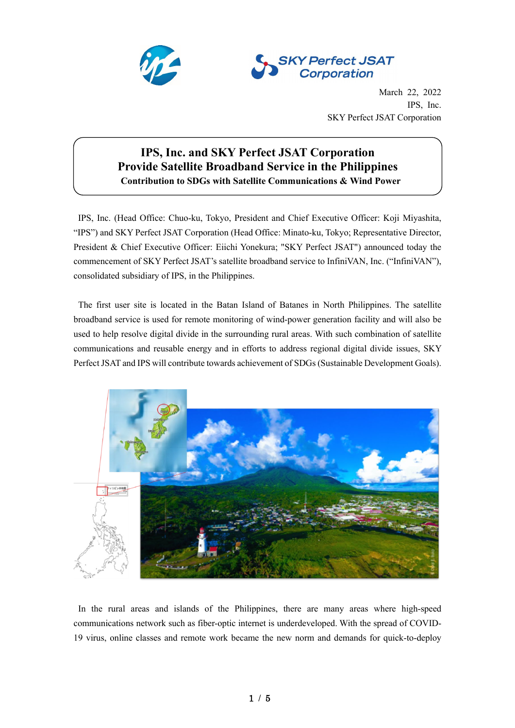March 22, 2022
IPS, Inc.
SKY Perfect JSAT Corporation

# IPS, Inc. and SKY Perfect JSAT Corporation Provide Satellite Broadband Service in the Philippines

**Contribution to SDGs with Satellite Communications & Wind Power**

IPS, Inc. (Head Office: Chuo-ku, Tokyo, President and Chief Executive Officer: Koji Miyashita, "IPS") and SKY Perfect JSAT Corporation (Head Office: Minato-ku, Tokyo; Representative Director, President & Chief Executive Officer: Eiichi Yonekura; "SKY Perfect JSAT") announced today the commencement of SKY Perfect JSAT's satellite broadband service to InfiniVAN, Inc. ("InfiniVAN"), consolidated subsidiary of IPS, in the Philippines.

The first user site is located in the Batan Island of Batanes in North Philippines. The satellite broadband service is used for remote monitoring of wind-power generation facility and will also be used to help resolve digital divide in the surrounding rural areas. With such combination of satellite communications and reusable energy and in efforts to address regional digital divide issues, SKY Perfect JSAT and IPS will contribute towards achievement of SDGs (Sustainable Development Goals).

In the rural areas and islands of the Philippines, there are many areas where high-speed communications network such as fiber-optic internet is underdeveloped. With the spread of COVID-19 virus, online classes and remote work became the new norm and demands for quick-to-deploy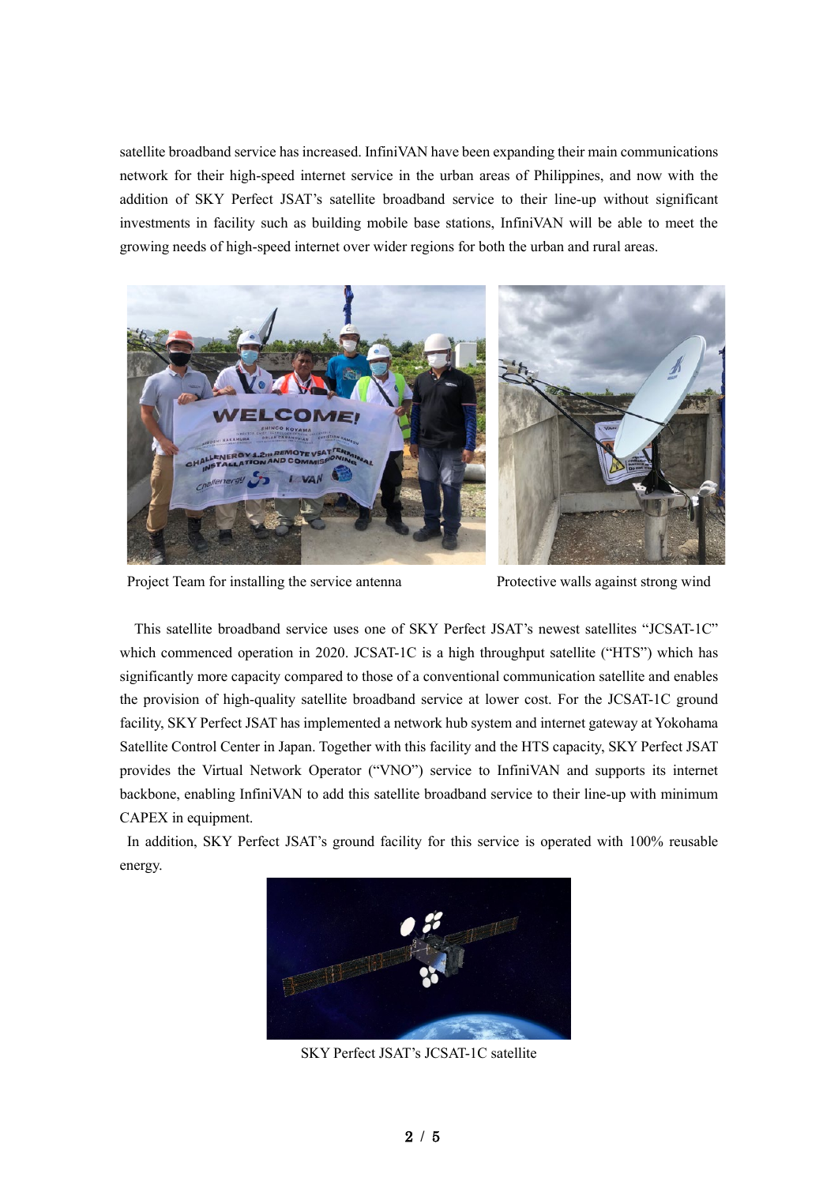satellite broadband service has increased. InfiniVAN have been expanding their main communications network for their high-speed internet service in the urban areas of Philippines, and now with the addition of SKY Perfect JSAT's satellite broadband service to their line-up without significant investments in facility such as building mobile base stations, InfiniVAN will be able to meet the growing needs of high-speed internet over wider regions for both the urban and rural areas.

Project Team for installing the service antenna

Protective walls against strong wind

This satellite broadband service uses one of SKY Perfect JSAT's newest satellites "JCSAT-1C" which commenced operation in 2020. JCSAT-1C is a high throughput satellite ("HTS") which has significantly more capacity compared to those of a conventional communication satellite and enables the provision of high-quality satellite broadband service at lower cost. For the JCSAT-1C ground facility, SKY Perfect JSAT has implemented a network hub system and internet gateway at Yokohama Satellite Control Center in Japan. Together with this facility and the HTS capacity, SKY Perfect JSAT provides the Virtual Network Operator ("VNO") service to InfiniVAN and supports its internet backbone, enabling InfiniVAN to add this satellite broadband service to their line-up with minimum CAPEX in equipment.

In addition, SKY Perfect JSAT's ground facility for this service is operated with 100% reusable energy.

SKY Perfect JSAT's JCSAT-1C satellite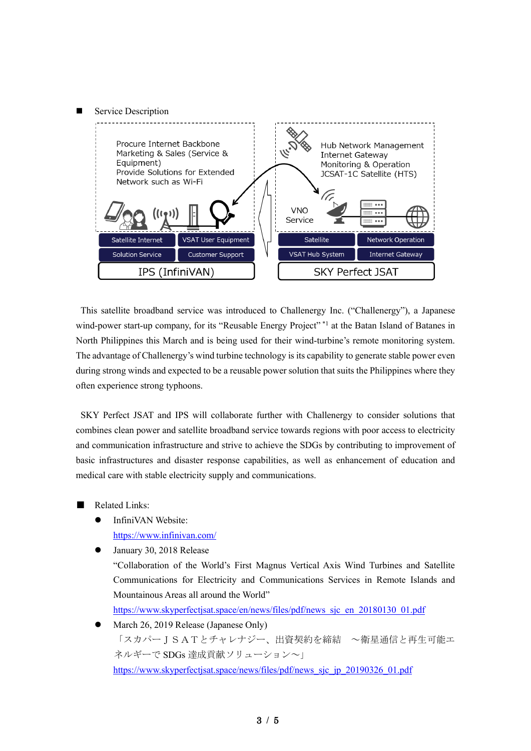■ Service Description

Procure Internet Backbone
Marketing & Sales (Service & Equipment)
Provide Solutions for Extended Network such as Wi-Fi

Hub Network Management
Internet Gateway
Monitoring & Operation
JCSAT-1C Satellite (HTS)

VNO Service

| Satellite Internet | VSAT User Equipment | Satellite | Network Operation |
| --- | --- | --- | --- |
| Solution Service | Customer Support | VSAT Hub System | Internet Gateway |
| IPS (InfiniVAN) | | SKY Perfect JSAT | |

This satellite broadband service was introduced to Challenergy Inc. (“Challenergy”), a Japanese wind-power start-up company, for its “Reusable Energy Project” [*1] at the Batan Island of Batanes in North Philippines this March and is being used for their wind-turbine’s remote monitoring system. The advantage of Challenergy’s wind turbine technology is its capability to generate stable power even during strong winds and expected to be a reusable power solution that suits the Philippines where they often experience strong typhoons.

SKY Perfect JSAT and IPS will collaborate further with Challenergy to consider solutions that combines clean power and satellite broadband service towards regions with poor access to electricity and communication infrastructure and strive to achieve the SDGs by contributing to improvement of basic infrastructures and disaster response capabilities, as well as enhancement of education and medical care with stable electricity supply and communications.

■ Related Links:

- InfiniVAN Website:
  https://www.infinivan.com/
- January 30, 2018 Release
  “Collaboration of the World’s First Magnus Vertical Axis Wind Turbines and Satellite Communications for Electricity and Communications Services in Remote Islands and Mountainous Areas all around the World”
  https://www.skyperfectjsat.space/en/news/files/pdf/news_sjc_en_20180130_01.pdf
- March 26, 2019 Release (Japanese Only)
  「スカパーＪＳＡＴとチャレナジー、出資契約を締結　～衛星通信と再生可能エネルギーで SDGs 達成貢献ソリューション～」
  https://www.skyperfectjsat.space/news/files/pdf/news_sjc_jp_20190326_01.pdf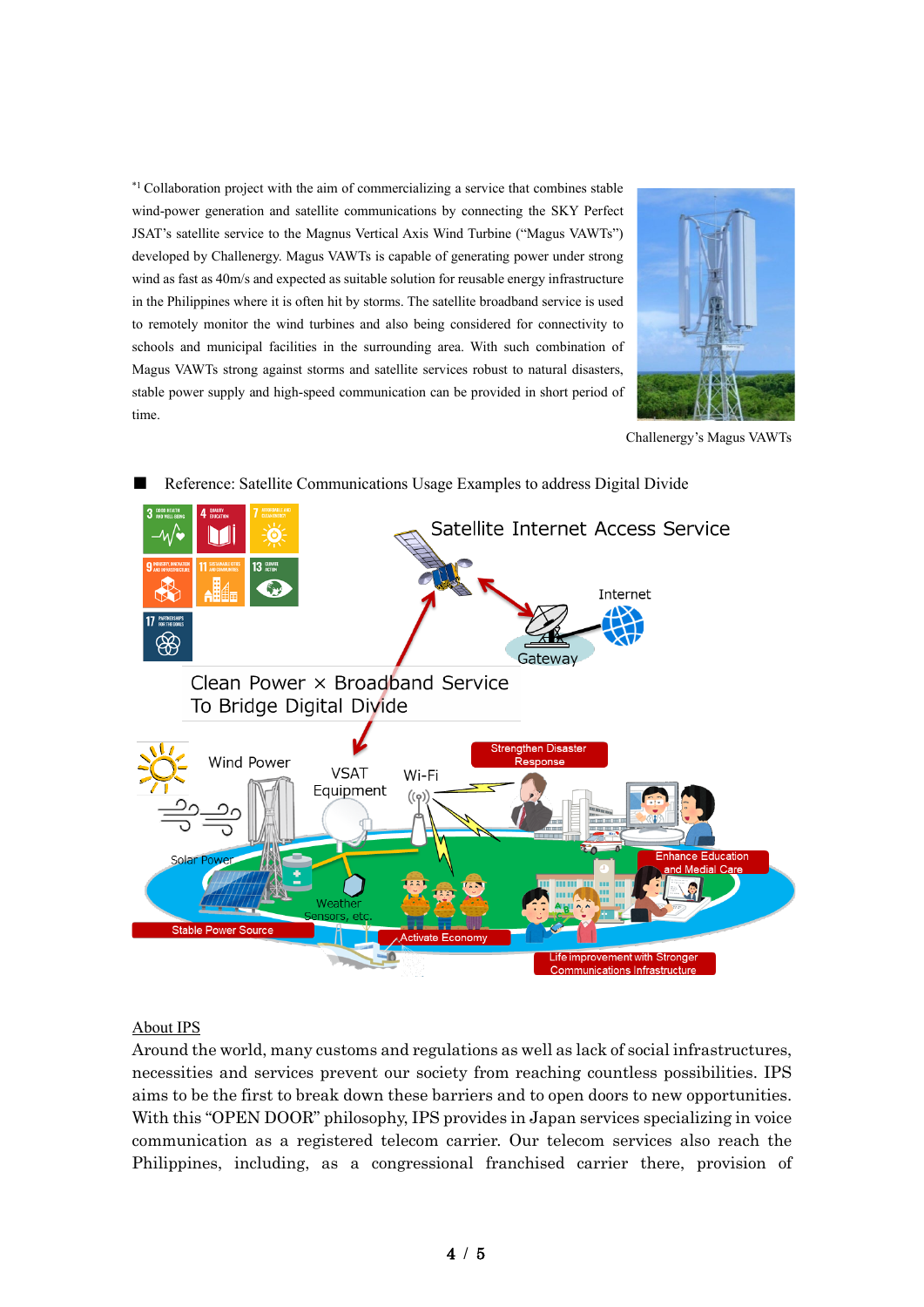[*1] Collaboration project with the aim of commercializing a service that combines stable wind-power generation and satellite communications by connecting the SKY Perfect JSAT's satellite service to the Magnus Vertical Axis Wind Turbine ("Magus VAWTs") developed by Challenergy. Magus VAWTs is capable of generating power under strong wind as fast as 40m/s and expected as suitable solution for reusable energy infrastructure in the Philippines where it is often hit by storms. The satellite broadband service is used to remotely monitor the wind turbines and also being considered for connectivity to schools and municipal facilities in the surrounding area. With such combination of Magus VAWTs strong against storms and satellite services robust to natural disasters, stable power supply and high-speed communication can be provided in short period of time.

Challenergy's Magus VAWTs

■ Reference: Satellite Communications Usage Examples to address Digital Divide

## About IPS

Around the world, many customs and regulations as well as lack of social infrastructures, necessities and services prevent our society from reaching countless possibilities. IPS aims to be the first to break down these barriers and to open doors to new opportunities. With this "OPEN DOOR" philosophy, IPS provides in Japan services specializing in voice communication as a registered telecom carrier. Our telecom services also reach the Philippines, including, as a congressional franchised carrier there, provision of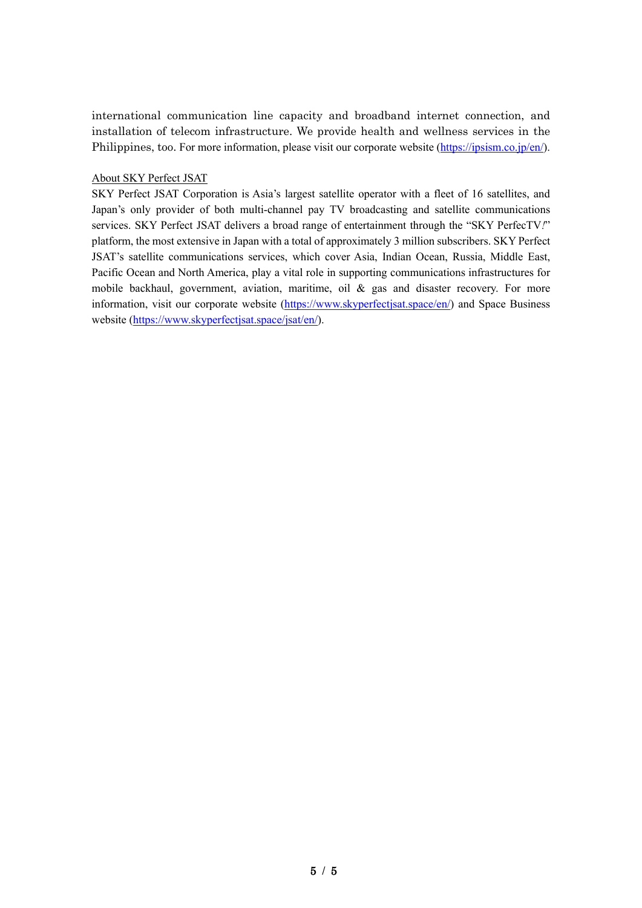international communication line capacity and broadband internet connection, and installation of telecom infrastructure. We provide health and wellness services in the Philippines, too. For more information, please visit our corporate website (https://ipsism.co.jp/en/).

About SKY Perfect JSAT

SKY Perfect JSAT Corporation is Asia's largest satellite operator with a fleet of 16 satellites, and Japan's only provider of both multi-channel pay TV broadcasting and satellite communications services. SKY Perfect JSAT delivers a broad range of entertainment through the "SKY PerfecTV!" platform, the most extensive in Japan with a total of approximately 3 million subscribers. SKY Perfect JSAT's satellite communications services, which cover Asia, Indian Ocean, Russia, Middle East, Pacific Ocean and North America, play a vital role in supporting communications infrastructures for mobile backhaul, government, aviation, maritime, oil & gas and disaster recovery. For more information, visit our corporate website (https://www.skyperfectjsat.space/en/) and Space Business website (https://www.skyperfectjsat.space/jsat/en/).